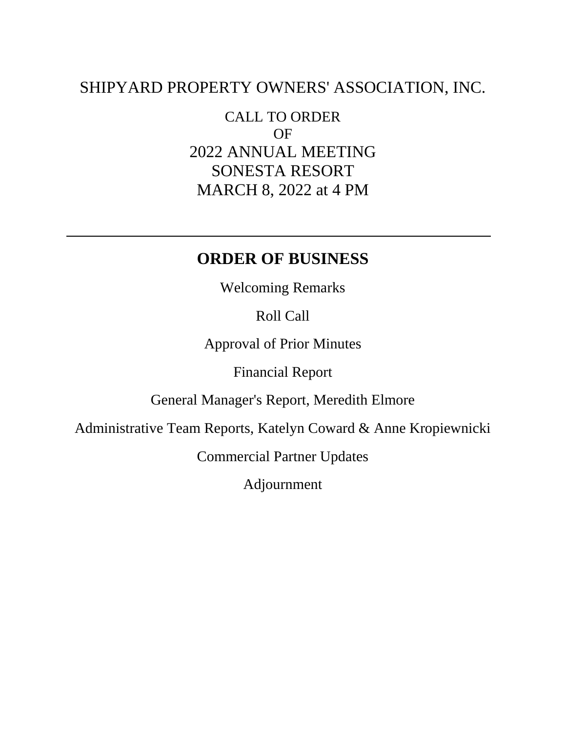# SHIPYARD PROPERTY OWNERS' ASSOCIATION, INC.

CALL TO ORDER
OF
2022 ANNUAL MEETING
SONESTA RESORT
MARCH 8, 2022 at 4 PM

---

## ORDER OF BUSINESS

Welcoming Remarks

Roll Call

Approval of Prior Minutes

Financial Report

General Manager's Report, Meredith Elmore

Administrative Team Reports, Katelyn Coward & Anne Kropiewnicki

Commercial Partner Updates

Adjournment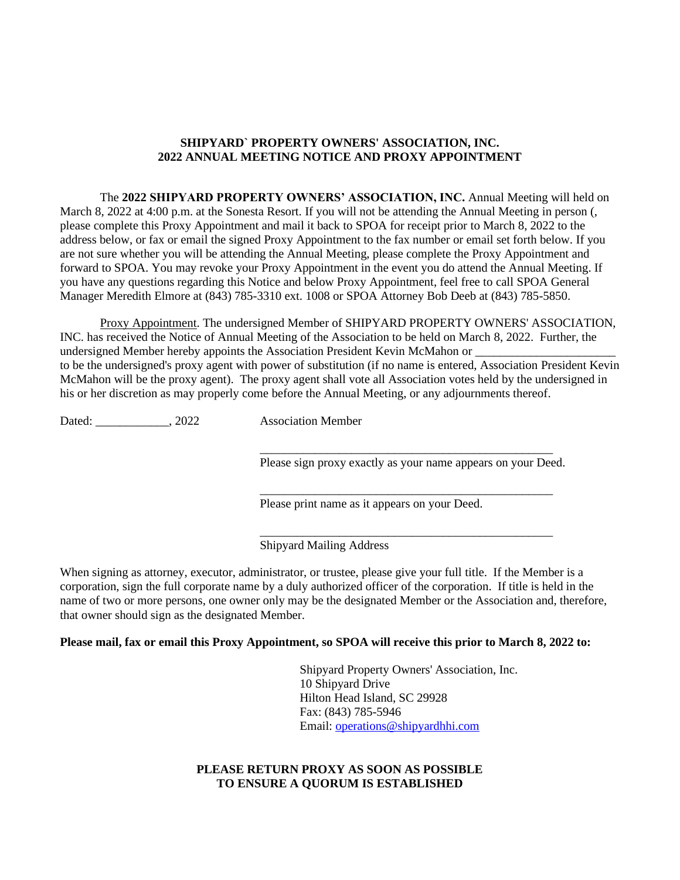**SHIPYARD` PROPERTY OWNERS' ASSOCIATION, INC.**
**2022 ANNUAL MEETING NOTICE AND PROXY APPOINTMENT**

The **2022 SHIPYARD PROPERTY OWNERS' ASSOCIATION, INC.** Annual Meeting will held on March 8, 2022 at 4:00 p.m. at the Sonesta Resort. If you will not be attending the Annual Meeting in person (, please complete this Proxy Appointment and mail it back to SPOA for receipt prior to March 8, 2022 to the address below, or fax or email the signed Proxy Appointment to the fax number or email set forth below. If you are not sure whether you will be attending the Annual Meeting, please complete the Proxy Appointment and forward to SPOA. You may revoke your Proxy Appointment in the event you do attend the Annual Meeting. If you have any questions regarding this Notice and below Proxy Appointment, feel free to call SPOA General Manager Meredith Elmore at (843) 785-3310 ext. 1008 or SPOA Attorney Bob Deeb at (843) 785-5850.

Proxy Appointment. The undersigned Member of SHIPYARD PROPERTY OWNERS' ASSOCIATION, INC. has received the Notice of Annual Meeting of the Association to be held on March 8, 2022. Further, the undersigned Member hereby appoints the Association President Kevin McMahon or _______________________ to be the undersigned's proxy agent with power of substitution (if no name is entered, Association President Kevin McMahon will be the proxy agent). The proxy agent shall vote all Association votes held by the undersigned in his or her discretion as may properly come before the Annual Meeting, or any adjournments thereof.

Dated: ____________, 2022 Association Member

__________________________________________________
Please sign proxy exactly as your name appears on your Deed.

__________________________________________________
Please print name as it appears on your Deed.

__________________________________________________
Shipyard Mailing Address

When signing as attorney, executor, administrator, or trustee, please give your full title. If the Member is a corporation, sign the full corporate name by a duly authorized officer of the corporation. If title is held in the name of two or more persons, one owner only may be the designated Member or the Association and, therefore, that owner should sign as the designated Member.

**Please mail, fax or email this Proxy Appointment, so SPOA will receive this prior to March 8, 2022 to:**

Shipyard Property Owners' Association, Inc.
10 Shipyard Drive
Hilton Head Island, SC 29928
Fax: (843) 785-5946
Email: operations@shipyardhhi.com

**PLEASE RETURN PROXY AS SOON AS POSSIBLE**
**TO ENSURE A QUORUM IS ESTABLISHED**